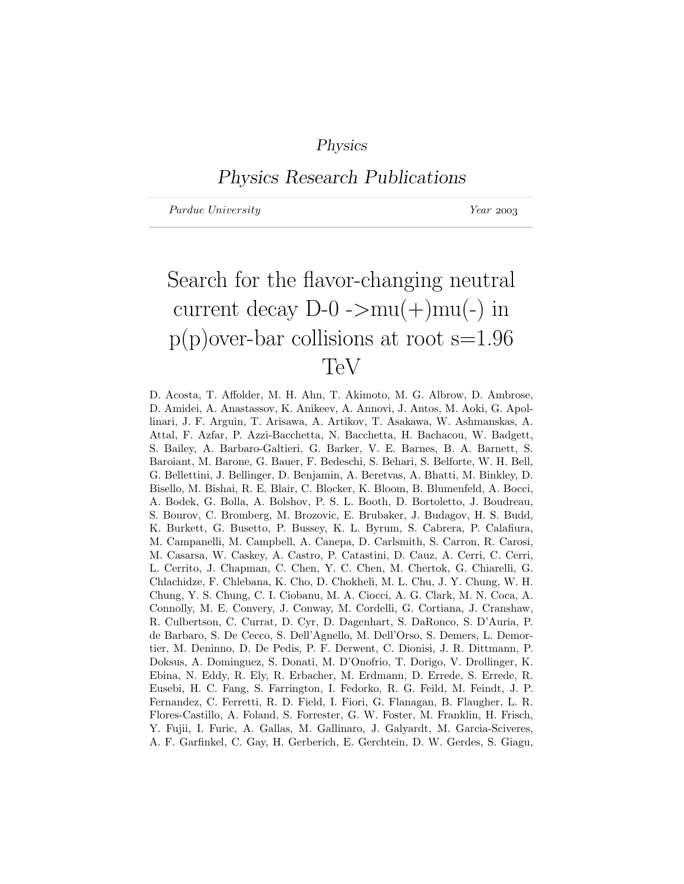*Physics*

*Physics Research Publications*

*Purdue University* *Year* 2003

# Search for the flavor-changing neutral current decay D-0 ->mu(+)mu(-) in p(p)over-bar collisions at root s=1.96 TeV

D. Acosta, T. Affolder, M. H. Ahn, T. Akimoto, M. G. Albrow, D. Ambrose, D. Amidei, A. Anastassov, K. Anikeev, A. Annovi, J. Antos, M. Aoki, G. Apollinari, J. F. Arguin, T. Arisawa, A. Artikov, T. Asakawa, W. Ashmanskas, A. Attal, F. Azfar, P. Azzi-Bacchetta, N. Bacchetta, H. Bachacou, W. Badgett, S. Bailey, A. Barbaro-Galtieri, G. Barker, V. E. Barnes, B. A. Barnett, S. Baroiant, M. Barone, G. Bauer, F. Bedeschi, S. Behari, S. Belforte, W. H. Bell, G. Bellettini, J. Bellinger, D. Benjamin, A. Beretvas, A. Bhatti, M. Binkley, D. Bisello, M. Bishai, R. E. Blair, C. Blocker, K. Bloom, B. Blumenfeld, A. Bocci, A. Bodek, G. Bolla, A. Bolshov, P. S. L. Booth, D. Bortoletto, J. Boudreau, S. Bourov, C. Bromberg, M. Brozovic, E. Brubaker, J. Budagov, H. S. Budd, K. Burkett, G. Busetto, P. Bussey, K. L. Byrum, S. Cabrera, P. Calafiura, M. Campanelli, M. Campbell, A. Canepa, D. Carlsmith, S. Carron, R. Carosi, M. Casarsa, W. Caskey, A. Castro, P. Catastini, D. Cauz, A. Cerri, C. Cerri, L. Cerrito, J. Chapman, C. Chen, Y. C. Chen, M. Chertok, G. Chiarelli, G. Chlachidze, F. Chlebana, K. Cho, D. Chokheli, M. L. Chu, J. Y. Chung, W. H. Chung, Y. S. Chung, C. I. Ciobanu, M. A. Ciocci, A. G. Clark, M. N. Coca, A. Connolly, M. E. Convery, J. Conway, M. Cordelli, G. Cortiana, J. Cranshaw, R. Culbertson, C. Currat, D. Cyr, D. Dagenhart, S. DaRonco, S. D'Auria, P. de Barbaro, S. De Cecco, S. Dell'Agnello, M. Dell'Orso, S. Demers, L. Demortier, M. Deninno, D. De Pedis, P. F. Derwent, C. Dionisi, J. R. Dittmann, P. Doksus, A. Dominguez, S. Donati, M. D'Onofrio, T. Dorigo, V. Drollinger, K. Ebina, N. Eddy, R. Ely, R. Erbacher, M. Erdmann, D. Errede, S. Errede, R. Eusebi, H. C. Fang, S. Farrington, I. Fedorko, R. G. Feild, M. Feindt, J. P. Fernandez, C. Ferretti, R. D. Field, I. Fiori, G. Flanagan, B. Flaugher, L. R. Flores-Castillo, A. Foland, S. Forrester, G. W. Foster, M. Franklin, H. Frisch, Y. Fujii, I. Furic, A. Gallas, M. Gallinaro, J. Galyardt, M. Garcia-Sciveres, A. F. Garfinkel, C. Gay, H. Gerberich, E. Gerchtein, D. W. Gerdes, S. Giagu,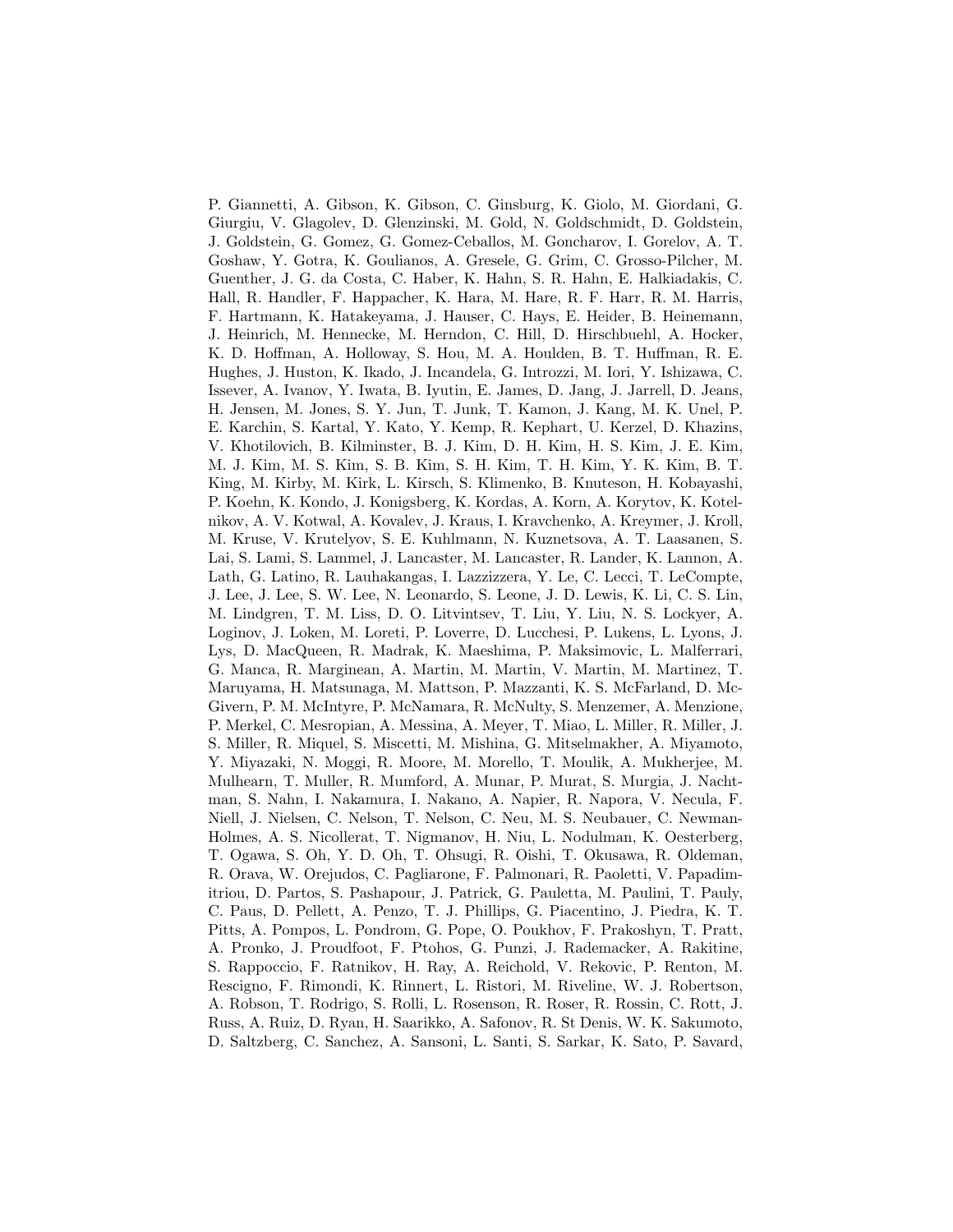P. Giannetti, A. Gibson, K. Gibson, C. Ginsburg, K. Giolo, M. Giordani, G. Giurgiu, V. Glagolev, D. Glenzinski, M. Gold, N. Goldschmidt, D. Goldstein, J. Goldstein, G. Gomez, G. Gomez-Ceballos, M. Goncharov, I. Gorelov, A. T. Goshaw, Y. Gotra, K. Goulianos, A. Gresele, G. Grim, C. Grosso-Pilcher, M. Guenther, J. G. da Costa, C. Haber, K. Hahn, S. R. Hahn, E. Halkiadakis, C. Hall, R. Handler, F. Happacher, K. Hara, M. Hare, R. F. Harr, R. M. Harris, F. Hartmann, K. Hatakeyama, J. Hauser, C. Hays, E. Heider, B. Heinemann, J. Heinrich, M. Hennecke, M. Herndon, C. Hill, D. Hirschbuehl, A. Hocker, K. D. Hoffman, A. Holloway, S. Hou, M. A. Houlden, B. T. Huffman, R. E. Hughes, J. Huston, K. Ikado, J. Incandela, G. Introzzi, M. Iori, Y. Ishizawa, C. Issever, A. Ivanov, Y. Iwata, B. Iyutin, E. James, D. Jang, J. Jarrell, D. Jeans, H. Jensen, M. Jones, S. Y. Jun, T. Junk, T. Kamon, J. Kang, M. K. Unel, P. E. Karchin, S. Kartal, Y. Kato, Y. Kemp, R. Kephart, U. Kerzel, D. Khazins, V. Khotilovich, B. Kilminster, B. J. Kim, D. H. Kim, H. S. Kim, J. E. Kim, M. J. Kim, M. S. Kim, S. B. Kim, S. H. Kim, T. H. Kim, Y. K. Kim, B. T. King, M. Kirby, M. Kirk, L. Kirsch, S. Klimenko, B. Knuteson, H. Kobayashi, P. Koehn, K. Kondo, J. Konigsberg, K. Kordas, A. Korn, A. Korytov, K. Kotelnikov, A. V. Kotwal, A. Kovalev, J. Kraus, I. Kravchenko, A. Kreymer, J. Kroll, M. Kruse, V. Krutelyov, S. E. Kuhlmann, N. Kuznetsova, A. T. Laasanen, S. Lai, S. Lami, S. Lammel, J. Lancaster, M. Lancaster, R. Lander, K. Lannon, A. Lath, G. Latino, R. Lauhakangas, I. Lazzizzera, Y. Le, C. Lecci, T. LeCompte, J. Lee, J. Lee, S. W. Lee, N. Leonardo, S. Leone, J. D. Lewis, K. Li, C. S. Lin, M. Lindgren, T. M. Liss, D. O. Litvintsev, T. Liu, Y. Liu, N. S. Lockyer, A. Loginov, J. Loken, M. Loreti, P. Loverre, D. Lucchesi, P. Lukens, L. Lyons, J. Lys, D. MacQueen, R. Madrak, K. Maeshima, P. Maksimovic, L. Malferrari, G. Manca, R. Marginean, A. Martin, M. Martin, V. Martin, M. Martinez, T. Maruyama, H. Matsunaga, M. Mattson, P. Mazzanti, K. S. McFarland, D. McGivern, P. M. McIntyre, P. McNamara, R. McNulty, S. Menzemer, A. Menzione, P. Merkel, C. Mesropian, A. Messina, A. Meyer, T. Miao, L. Miller, R. Miller, J. S. Miller, R. Miquel, S. Miscetti, M. Mishina, G. Mitselmakher, A. Miyamoto, Y. Miyazaki, N. Moggi, R. Moore, M. Morello, T. Moulik, A. Mukherjee, M. Mulhearn, T. Muller, R. Mumford, A. Munar, P. Murat, S. Murgia, J. Nachtman, S. Nahn, I. Nakamura, I. Nakano, A. Napier, R. Napora, V. Necula, F. Niell, J. Nielsen, C. Nelson, T. Nelson, C. Neu, M. S. Neubauer, C. Newman-Holmes, A. S. Nicollerat, T. Nigmanov, H. Niu, L. Nodulman, K. Oesterberg, T. Ogawa, S. Oh, Y. D. Oh, T. Ohsugi, R. Oishi, T. Okusawa, R. Oldeman, R. Orava, W. Orejudos, C. Pagliarone, F. Palmonari, R. Paoletti, V. Papadimitriou, D. Partos, S. Pashapour, J. Patrick, G. Pauletta, M. Paulini, T. Pauly, C. Paus, D. Pellett, A. Penzo, T. J. Phillips, G. Piacentino, J. Piedra, K. T. Pitts, A. Pompos, L. Pondrom, G. Pope, O. Poukhov, F. Prakoshyn, T. Pratt, A. Pronko, J. Proudfoot, F. Ptohos, G. Punzi, J. Rademacker, A. Rakitine, S. Rappoccio, F. Ratnikov, H. Ray, A. Reichold, V. Rekovic, P. Renton, M. Rescigno, F. Rimondi, K. Rinnert, L. Ristori, M. Riveline, W. J. Robertson, A. Robson, T. Rodrigo, S. Rolli, L. Rosenson, R. Roser, R. Rossin, C. Rott, J. Russ, A. Ruiz, D. Ryan, H. Saarikko, A. Safonov, R. St Denis, W. K. Sakumoto, D. Saltzberg, C. Sanchez, A. Sansoni, L. Santi, S. Sarkar, K. Sato, P. Savard,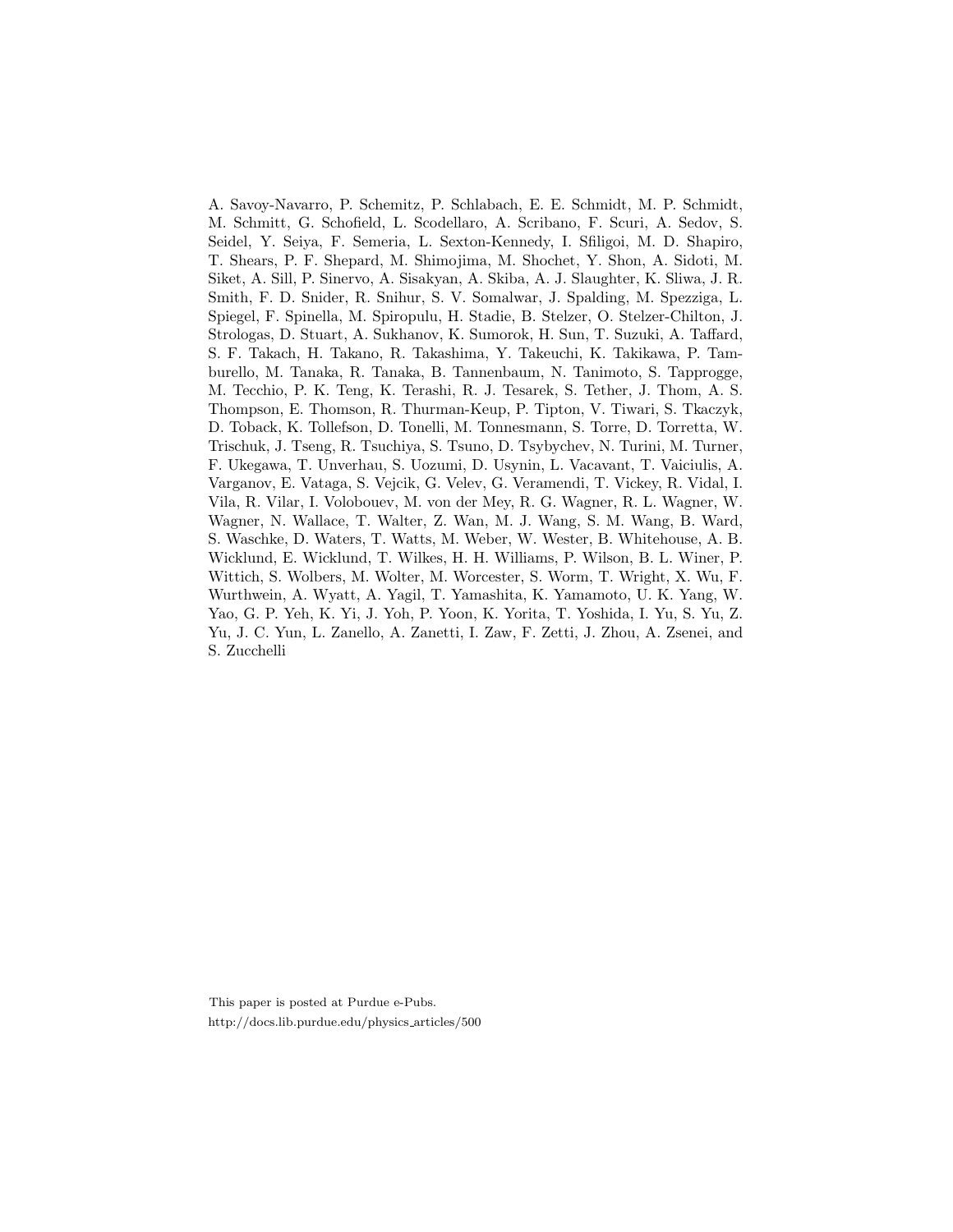A. Savoy-Navarro, P. Schemitz, P. Schlabach, E. E. Schmidt, M. P. Schmidt, M. Schmitt, G. Schofield, L. Scodellaro, A. Scribano, F. Scuri, A. Sedov, S. Seidel, Y. Seiya, F. Semeria, L. Sexton-Kennedy, I. Sfiligoi, M. D. Shapiro, T. Shears, P. F. Shepard, M. Shimojima, M. Shochet, Y. Shon, A. Sidoti, M. Siket, A. Sill, P. Sinervo, A. Sisakyan, A. Skiba, A. J. Slaughter, K. Sliwa, J. R. Smith, F. D. Snider, R. Snihur, S. V. Somalwar, J. Spalding, M. Spezziga, L. Spiegel, F. Spinella, M. Spiropulu, H. Stadie, B. Stelzer, O. Stelzer-Chilton, J. Strologas, D. Stuart, A. Sukhanov, K. Sumorok, H. Sun, T. Suzuki, A. Taffard, S. F. Takach, H. Takano, R. Takashima, Y. Takeuchi, K. Takikawa, P. Tamburello, M. Tanaka, R. Tanaka, B. Tannenbaum, N. Tanimoto, S. Tapprogge, M. Tecchio, P. K. Teng, K. Terashi, R. J. Tesarek, S. Tether, J. Thom, A. S. Thompson, E. Thomson, R. Thurman-Keup, P. Tipton, V. Tiwari, S. Tkaczyk, D. Toback, K. Tollefson, D. Tonelli, M. Tonnesmann, S. Torre, D. Torretta, W. Trischuk, J. Tseng, R. Tsuchiya, S. Tsuno, D. Tsybychev, N. Turini, M. Turner, F. Ukegawa, T. Unverhau, S. Uozumi, D. Usynin, L. Vacavant, T. Vaiciulis, A. Varganov, E. Vataga, S. Vejcik, G. Velev, G. Veramendi, T. Vickey, R. Vidal, I. Vila, R. Vilar, I. Volobouev, M. von der Mey, R. G. Wagner, R. L. Wagner, W. Wagner, N. Wallace, T. Walter, Z. Wan, M. J. Wang, S. M. Wang, B. Ward, S. Waschke, D. Waters, T. Watts, M. Weber, W. Wester, B. Whitehouse, A. B. Wicklund, E. Wicklund, T. Wilkes, H. H. Williams, P. Wilson, B. L. Winer, P. Wittich, S. Wolbers, M. Wolter, M. Worcester, S. Worm, T. Wright, X. Wu, F. Wurthwein, A. Wyatt, A. Yagil, T. Yamashita, K. Yamamoto, U. K. Yang, W. Yao, G. P. Yeh, K. Yi, J. Yoh, P. Yoon, K. Yorita, T. Yoshida, I. Yu, S. Yu, Z. Yu, J. C. Yun, L. Zanello, A. Zanetti, I. Zaw, F. Zetti, J. Zhou, A. Zsenei, and S. Zucchelli

This paper is posted at Purdue e-Pubs.
http://docs.lib.purdue.edu/physics_articles/500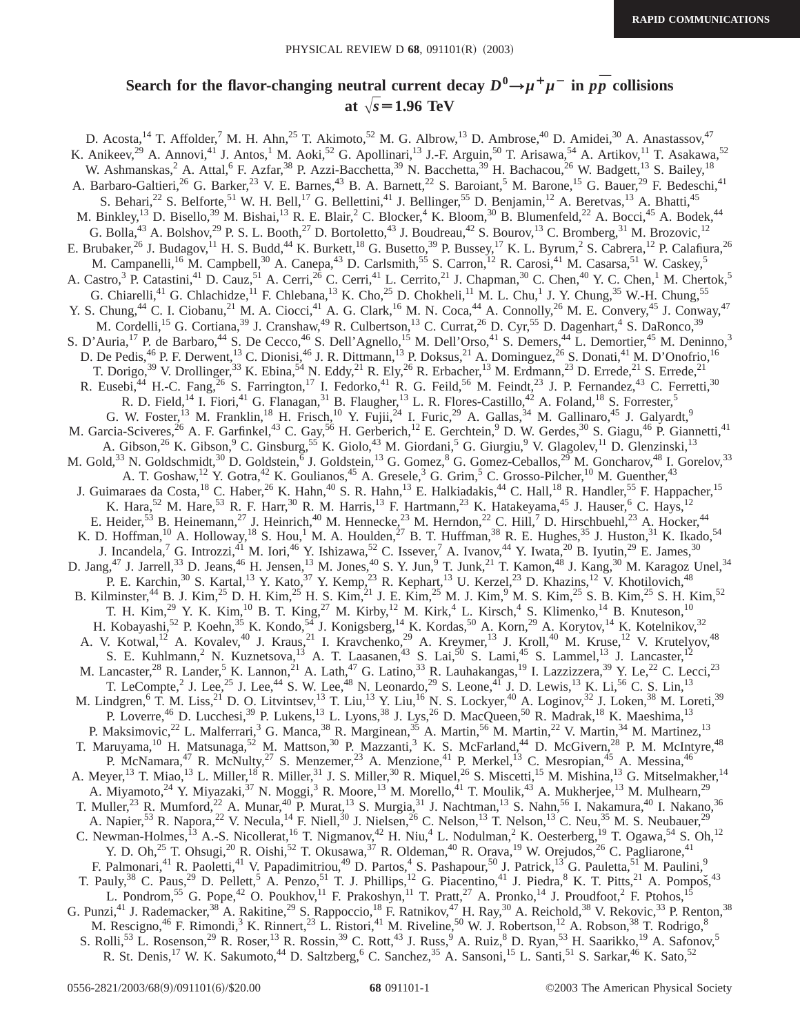# Search for the flavor-changing neutral current decay $D^0 \to \mu^+ \mu^-$ in $p\bar{p}$ collisions at $\sqrt{s} = 1.96$ TeV

D. Acosta,[14] T. Affolder,[7] M. H. Ahn,[25] T. Akimoto,[52] M. G. Albrow,[13] D. Ambrose,[40] D. Amidei,[30] A. Anastassov,[47] K. Anikeev,[29] A. Annovi,[41] J. Antos,[1] M. Aoki,[52] G. Apollinari,[13] J.-F. Arguin,[50] T. Arisawa,[54] A. Artikov,[11] T. Asakawa,[52] W. Ashmanskas,[2] A. Attal,[6] F. Azfar,[38] P. Azzi-Bacchetta,[39] N. Bacchetta,[39] H. Bachacou,[26] W. Badgett,[13] S. Bailey,[18] A. Barbaro-Galtieri,[26] G. Barker,[23] V. E. Barnes,[43] B. A. Barnett,[22] S. Baroiant,[5] M. Barone,[15] G. Bauer,[29] F. Bedeschi,[41] S. Behari,[22] S. Belforte,[51] W. H. Bell,[17] G. Bellettini,[41] J. Bellinger,[55] D. Benjamin,[12] A. Beretvas,[13] A. Bhatti,[45] M. Binkley,[13] D. Bisello,[39] M. Bishai,[13] R. E. Blair,[2] C. Blocker,[4] K. Bloom,[30] B. Blumenfeld,[22] A. Bocci,[45] A. Bodek,[44] G. Bolla,[43] A. Bolshov,[29] P. S. L. Booth,[27] D. Bortoletto,[43] J. Boudreau,[42] S. Bourov,[13] C. Bromberg,[31] M. Brozovic,[12] E. Brubaker,[26] J. Budagov,[11] H. S. Budd,[44] K. Burkett,[18] G. Busetto,[39] P. Bussey,[17] K. L. Byrum,[2] S. Cabrera,[12] P. Calafiura,[26] M. Campanelli,[16] M. Campbell,[30] A. Canepa,[43] D. Carlsmith,[55] S. Carron,[12] R. Carosi,[41] M. Casarsa,[51] W. Caskey,[5] A. Castro,[3] P. Catastini,[41] D. Cauz,[51] A. Cerri,[26] C. Cerri,[41] L. Cerrito,[21] J. Chapman,[30] C. Chen,[40] Y. C. Chen,[1] M. Chertok,[5] G. Chiarelli,[41] G. Chlachidze,[11] F. Chlebana,[13] K. Cho,[25] D. Chokheli,[11] M. L. Chu,[1] J. Y. Chung,[35] W.-H. Chung,[55] Y. S. Chung,[44] C. I. Ciobanu,[21] M. A. Ciocci,[41] A. G. Clark,[16] M. N. Coca,[44] A. Connolly,[26] M. E. Convery,[45] J. Conway,[47] M. Cordelli,[15] G. Cortiana,[39] J. Cranshaw,[49] R. Culbertson,[13] C. Currat,[26] D. Cyr,[55] D. Dagenhart,[4] S. DaRonco,[39] S. D'Auria,[17] P. de Barbaro,[44] S. De Cecco,[46] S. Dell'Agnello,[15] M. Dell'Orso,[41] S. Demers,[44] L. Demortier,[45] M. Deninno,[3] D. De Pedis,[46] P. F. Derwent,[13] C. Dionisi,[46] J. R. Dittmann,[13] P. Doksus,[21] A. Dominguez,[26] S. Donati,[41] M. D'Onofrio,[16] T. Dorigo,[39] V. Drollinger,[33] K. Ebina,[54] N. Eddy,[21] R. Ely,[26] R. Erbacher,[13] M. Erdmann,[23] D. Errede,[21] S. Errede,[21] R. Eusebi,[44] H.-C. Fang,[26] S. Farrington,[17] I. Fedorko,[41] R. G. Feild,[56] M. Feindt,[23] J. P. Fernandez,[43] C. Ferretti,[30] R. D. Field,[14] I. Fiori,[41] G. Flanagan,[31] B. Flaugher,[13] L. R. Flores-Castillo,[42] A. Foland,[18] S. Forrester,[5] G. W. Foster,[13] M. Franklin,[18] H. Frisch,[10] Y. Fujii,[24] I. Furic,[29] A. Gallas,[34] M. Gallinaro,[45] J. Galyardt,[9] M. Garcia-Sciveres,[26] A. F. Garfinkel,[43] C. Gay,[56] H. Gerberich,[12] E. Gerchtein,[9] D. W. Gerdes,[30] S. Giagu,[46] P. Giannetti,[41] A. Gibson,[26] K. Gibson,[9] C. Ginsburg,[55] K. Giolo,[43] M. Giordani,[5] G. Giurgiu,[9] V. Glagolev,[11] D. Glenzinski,[13] M. Gold,[33] N. Goldschmidt,[30] D. Goldstein,[6] J. Goldstein,[13] G. Gomez,[8] G. Gomez-Ceballos,[29] M. Goncharov,[48] I. Gorelov,[33] A. T. Goshaw,[12] Y. Gotra,[42] K. Goulianos,[45] A. Gresele,[3] G. Grim,[5] C. Grosso-Pilcher,[10] M. Guenther,[43] J. Guimaraes da Costa,[18] C. Haber,[26] K. Hahn,[40] S. R. Hahn,[13] E. Halkiadakis,[44] C. Hall,[18] R. Handler,[55] F. Happacher,[15] K. Hara,[52] M. Hare,[53] R. F. Harr,[30] R. M. Harris,[13] F. Hartmann,[23] K. Hatakeyama,[45] J. Hauser,[6] C. Hays,[12] E. Heider,[53] B. Heinemann,[27] J. Heinrich,[40] M. Hennecke,[23] M. Herndon,[22] C. Hill,[7] D. Hirschbuehl,[23] A. Hocker,[44] K. D. Hoffman,[10] A. Holloway,[18] S. Hou,[1] M. A. Houlden,[27] B. T. Huffman,[38] R. E. Hughes,[35] J. Huston,[31] K. Ikado,[54] J. Incandela,[7] G. Introzzi,[41] M. Iori,[46] Y. Ishizawa,[52] C. Issever,[7] A. Ivanov,[44] Y. Iwata,[20] B. Iyutin,[29] E. James,[30] D. Jang,[47] J. Jarrell,[33] D. Jeans,[46] H. Jensen,[13] M. Jones,[40] S. Y. Jun,[9] T. Junk,[21] T. Kamon,[48] J. Kang,[30] M. Karagoz Unel,[34] P. E. Karchin,[30] S. Kartal,[13] Y. Kato,[37] Y. Kemp,[23] R. Kephart,[13] U. Kerzel,[23] D. Khazins,[12] V. Khotilovich,[48] B. Kilminster,[44] B. J. Kim,[25] D. H. Kim,[25] H. S. Kim,[21] J. E. Kim,[25] M. J. Kim,[9] M. S. Kim,[25] S. B. Kim,[25] S. H. Kim,[52] T. H. Kim,[29] Y. K. Kim,[10] B. T. King,[27] M. Kirby,[12] M. Kirk,[4] L. Kirsch,[4] S. Klimenko,[14] B. Knuteson,[10] H. Kobayashi,[52] P. Koehn,[35] K. Kondo,[54] J. Konigsberg,[14] K. Kordas,[50] A. Korn,[29] A. Korytov,[14] K. Kotelnikov,[32] A. V. Kotwal,[12] A. Kovalev,[40] J. Kraus,[21] I. Kravchenko,[29] A. Kreymer,[13] J. Kroll,[40] M. Kruse,[12] V. Krutelyov,[48] S. E. Kuhlmann,[2] N. Kuznetsova,[13] A. T. Laasanen,[43] S. Lai,[50] S. Lami,[45] S. Lammel,[13] J. Lancaster,[12] M. Lancaster,[28] R. Lander,[5] K. Lannon,[21] A. Lath,[47] G. Latino,[33] R. Lauhakangas,[19] I. Lazzizzera,[39] Y. Le,[22] C. Lecci,[23] T. LeCompte,[2] J. Lee,[25] J. Lee,[44] S. W. Lee,[48] N. Leonardo,[29] S. Leone,[41] J. D. Lewis,[13] K. Li,[56] C. S. Lin,[13] M. Lindgren,[6] T. M. Liss,[21] D. O. Litvintsev,[13] T. Liu,[13] Y. Liu,[16] N. S. Lockyer,[40] A. Loginov,[32] J. Loken,[38] M. Loreti,[39] P. Loverre,[46] D. Lucchesi,[39] P. Lukens,[13] L. Lyons,[38] J. Lys,[26] D. MacQueen,[50] R. Madrak,[18] K. Maeshima,[13] P. Maksimovic,[22] L. Malferrari,[3] G. Manca,[38] R. Marginean,[35] A. Martin,[56] M. Martin,[22] V. Martin,[34] M. Martinez,[13] T. Maruyama,[10] H. Matsunaga,[52] M. Mattson,[30] P. Mazzanti,[3] K. S. McFarland,[44] D. McGivern,[28] P. M. McIntyre,[48] P. McNamara,[47] R. McNulty,[27] S. Menzemer,[23] A. Menzione,[41] P. Merkel,[13] C. Mesropian,[45] A. Messina,[46] A. Meyer,[13] T. Miao,[13] L. Miller,[18] R. Miller,[31] J. S. Miller,[30] R. Miquel,[26] S. Miscetti,[15] M. Mishina,[13] G. Mitselmakher,[14] A. Miyamoto,[24] Y. Miyazaki,[37] N. Moggi,[3] R. Moore,[13] M. Morello,[41] T. Moulik,[43] A. Mukherjee,[13] M. Mulhearn,[29] T. Muller,[23] R. Mumford,[22] A. Munar,[40] P. Murat,[13] S. Murgia,[31] J. Nachtman,[13] S. Nahn,[56] I. Nakamura,[40] I. Nakano,[36] A. Napier,[53] R. Napora,[22] V. Necula,[14] F. Niell,[30] J. Nielsen,[26] C. Nelson,[13] T. Nelson,[13] C. Neu,[35] M. S. Neubauer,[29] C. Newman-Holmes,[13] A.-S. Nicollerat,[16] T. Nigmanov,[42] H. Niu,[4] L. Nodulman,[2] K. Oesterberg,[19] T. Ogawa,[54] S. Oh,[12] Y. D. Oh,[25] T. Ohsugi,[20] R. Oishi,[52] T. Okusawa,[37] R. Oldeman,[40] R. Orava,[19] W. Orejudos,[26] C. Pagliarone,[41] F. Palmonari,[41] R. Paoletti,[41] V. Papadimitriou,[49] D. Partos,[4] S. Pashapour,[50] J. Patrick,[13] G. Pauletta,[51] M. Paulini,[9] T. Pauly,[38] C. Paus,[29] D. Pellett,[5] A. Penzo,[51] T. J. Phillips,[12] G. Piacentino,[41] J. Piedra,[8] K. T. Pitts,[21] A. Pompoš,[43] L. Pondrom,[55] G. Pope,[42] O. Poukhov,[11] F. Prakoshyn,[11] T. Pratt,[27] A. Pronko,[14] J. Proudfoot,[2] F. Ptohos,[15] G. Punzi,[41] J. Rademacker,[38] A. Rakitine,[29] S. Rappoccio,[18] F. Ratnikov,[47] H. Ray,[30] A. Reichold,[38] V. Rekovic,[33] P. Renton,[38] M. Rescigno,[46] F. Rimondi,[3] K. Rinnert,[23] L. Ristori,[41] M. Riveline,[50] W. J. Robertson,[12] A. Robson,[38] T. Rodrigo,[8] S. Rolli,[53] L. Rosenson,[29] R. Roser,[13] R. Rossin,[39] C. Rott,[43] J. Russ,[9] A. Ruiz,[8] D. Ryan,[53] H. Saarikko,[19] A. Safonov,[5] R. St. Denis,[17] W. K. Sakumoto,[44] D. Saltzberg,[6] C. Sanchez,[35] A. Sansoni,[15] L. Santi,[51] S. Sarkar,[46] K. Sato,[52]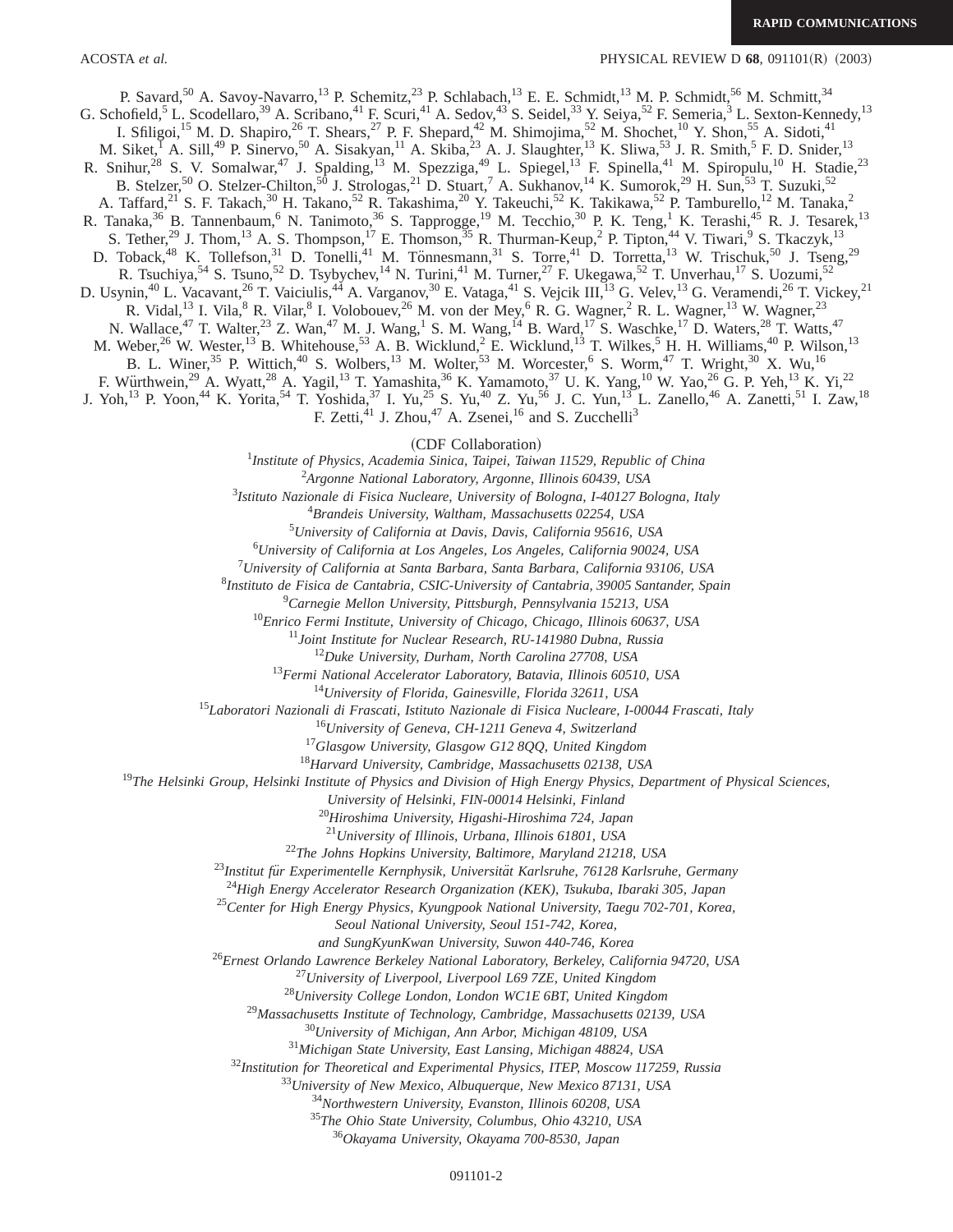P. Savard,[50] A. Savoy-Navarro,[13] P. Schemitz,[23] P. Schlabach,[13] E. E. Schmidt,[13] M. P. Schmidt,[56] M. Schmitt,[34] G. Schofield,[5] L. Scodellaro,[39] A. Scribano,[41] F. Scuri,[41] A. Sedov,[43] S. Seidel,[33] Y. Seiya,[52] F. Semeria,[3] L. Sexton-Kennedy,[13] I. Sfiligoi,[15] M. D. Shapiro,[26] T. Shears,[27] P. F. Shepard,[42] M. Shimojima,[52] M. Shochet,[10] Y. Shon,[55] A. Sidoti,[41] M. Siket,[1] A. Sill,[49] P. Sinervo,[50] A. Sisakyan,[11] A. Skiba,[23] A. J. Slaughter,[13] K. Sliwa,[53] J. R. Smith,[5] F. D. Snider,[13] R. Snihur,[28] S. V. Somalwar,[47] J. Spalding,[13] M. Spezziga,[49] L. Spiegel,[13] F. Spinella,[41] M. Spiropulu,[10] H. Stadie,[23] B. Stelzer,[50] O. Stelzer-Chilton,[50] J. Strologas,[21] D. Stuart,[7] A. Sukhanov,[14] K. Sumorok,[29] H. Sun,[53] T. Suzuki,[52] A. Taffard,[21] S. F. Takach,[30] H. Takano,[52] R. Takashima,[20] Y. Takeuchi,[52] K. Takikawa,[52] P. Tamburello,[12] M. Tanaka,[2] R. Tanaka,[36] B. Tannenbaum,[6] N. Tanimoto,[36] S. Tapprogge,[19] M. Tecchio,[30] P. K. Teng,[1] K. Terashi,[45] R. J. Tesarek,[13] S. Tether,[29] J. Thom,[13] A. S. Thompson,[17] E. Thomson,[35] R. Thurman-Keup,[2] P. Tipton,[44] V. Tiwari,[9] S. Tkaczyk,[13] D. Toback,[48] K. Tollefson,[31] D. Tonelli,[41] M. Tönnesmann,[31] S. Torre,[41] D. Torretta,[13] W. Trischuk,[50] J. Tseng,[29] R. Tsuchiya,[54] S. Tsuno,[52] D. Tsybychev,[14] N. Turini,[41] M. Turner,[27] F. Ukegawa,[52] T. Unverhau,[17] S. Uozumi,[52] D. Usynin,[40] L. Vacavant,[26] T. Vaiciulis,[44] A. Varganov,[30] E. Vataga,[41] S. Vejcik III,[13] G. Velev,[13] G. Veramendi,[26] T. Vickey,[21] R. Vidal,[13] I. Vila,[8] R. Vilar,[8] I. Volobouev,[26] M. von der Mey,[6] R. G. Wagner,[2] R. L. Wagner,[13] W. Wagner,[23] N. Wallace,[47] T. Walter,[23] Z. Wan,[47] M. J. Wang,[1] S. M. Wang,[14] B. Ward,[17] S. Waschke,[17] D. Waters,[28] T. Watts,[47] M. Weber,[26] W. Wester,[13] B. Whitehouse,[53] A. B. Wicklund,[2] E. Wicklund,[13] T. Wilkes,[5] H. H. Williams,[40] P. Wilson,[13] B. L. Winer,[35] P. Wittich,[40] S. Wolbers,[13] M. Wolter,[53] M. Worcester,[6] S. Worm,[47] T. Wright,[30] X. Wu,[16] F. Würthwein,[29] A. Wyatt,[28] A. Yagil,[13] T. Yamashita,[36] K. Yamamoto,[37] U. K. Yang,[10] W. Yao,[26] G. P. Yeh,[13] K. Yi,[22] J. Yoh,[13] P. Yoon,[44] K. Yorita,[54] T. Yoshida,[37] I. Yu,[25] S. Yu,[40] Z. Yu,[56] J. C. Yun,[13] L. Zanello,[46] A. Zanetti,[51] I. Zaw,[18] F. Zetti,[41] J. Zhou,[47] A. Zsenei,[16] and S. Zucchelli[3]

(CDF Collaboration)

[1]*Institute of Physics, Academia Sinica, Taipei, Taiwan 11529, Republic of China*
[2]*Argonne National Laboratory, Argonne, Illinois 60439, USA*
[3]*Istituto Nazionale di Fisica Nucleare, University of Bologna, I-40127 Bologna, Italy*
[4]*Brandeis University, Waltham, Massachusetts 02254, USA*
[5]*University of California at Davis, Davis, California 95616, USA*
[6]*University of California at Los Angeles, Los Angeles, California 90024, USA*
[7]*University of California at Santa Barbara, Santa Barbara, California 93106, USA*
[8]*Instituto de Fisica de Cantabria, CSIC-University of Cantabria, 39005 Santander, Spain*
[9]*Carnegie Mellon University, Pittsburgh, Pennsylvania 15213, USA*
[10]*Enrico Fermi Institute, University of Chicago, Chicago, Illinois 60637, USA*
[11]*Joint Institute for Nuclear Research, RU-141980 Dubna, Russia*
[12]*Duke University, Durham, North Carolina 27708, USA*
[13]*Fermi National Accelerator Laboratory, Batavia, Illinois 60510, USA*
[14]*University of Florida, Gainesville, Florida 32611, USA*
[15]*Laboratori Nazionali di Frascati, Istituto Nazionale di Fisica Nucleare, I-00044 Frascati, Italy*
[16]*University of Geneva, CH-1211 Geneva 4, Switzerland*
[17]*Glasgow University, Glasgow G12 8QQ, United Kingdom*
[18]*Harvard University, Cambridge, Massachusetts 02138, USA*
[19]*The Helsinki Group, Helsinki Institute of Physics and Division of High Energy Physics, Department of Physical Sciences, University of Helsinki, FIN-00014 Helsinki, Finland*
[20]*Hiroshima University, Higashi-Hiroshima 724, Japan*
[21]*University of Illinois, Urbana, Illinois 61801, USA*
[22]*The Johns Hopkins University, Baltimore, Maryland 21218, USA*
[23]*Institut für Experimentelle Kernphysik, Universität Karlsruhe, 76128 Karlsruhe, Germany*
[24]*High Energy Accelerator Research Organization (KEK), Tsukuba, Ibaraki 305, Japan*
[25]*Center for High Energy Physics, Kyungpook National University, Taegu 702-701, Korea, Seoul National University, Seoul 151-742, Korea, and SungKyunKwan University, Suwon 440-746, Korea*
[26]*Ernest Orlando Lawrence Berkeley National Laboratory, Berkeley, California 94720, USA*
[27]*University of Liverpool, Liverpool L69 7ZE, United Kingdom*
[28]*University College London, London WC1E 6BT, United Kingdom*
[29]*Massachusetts Institute of Technology, Cambridge, Massachusetts 02139, USA*
[30]*University of Michigan, Ann Arbor, Michigan 48109, USA*
[31]*Michigan State University, East Lansing, Michigan 48824, USA*
[32]*Institution for Theoretical and Experimental Physics, ITEP, Moscow 117259, Russia*
[33]*University of New Mexico, Albuquerque, New Mexico 87131, USA*
[34]*Northwestern University, Evanston, Illinois 60208, USA*
[35]*The Ohio State University, Columbus, Ohio 43210, USA*
[36]*Okayama University, Okayama 700-8530, Japan*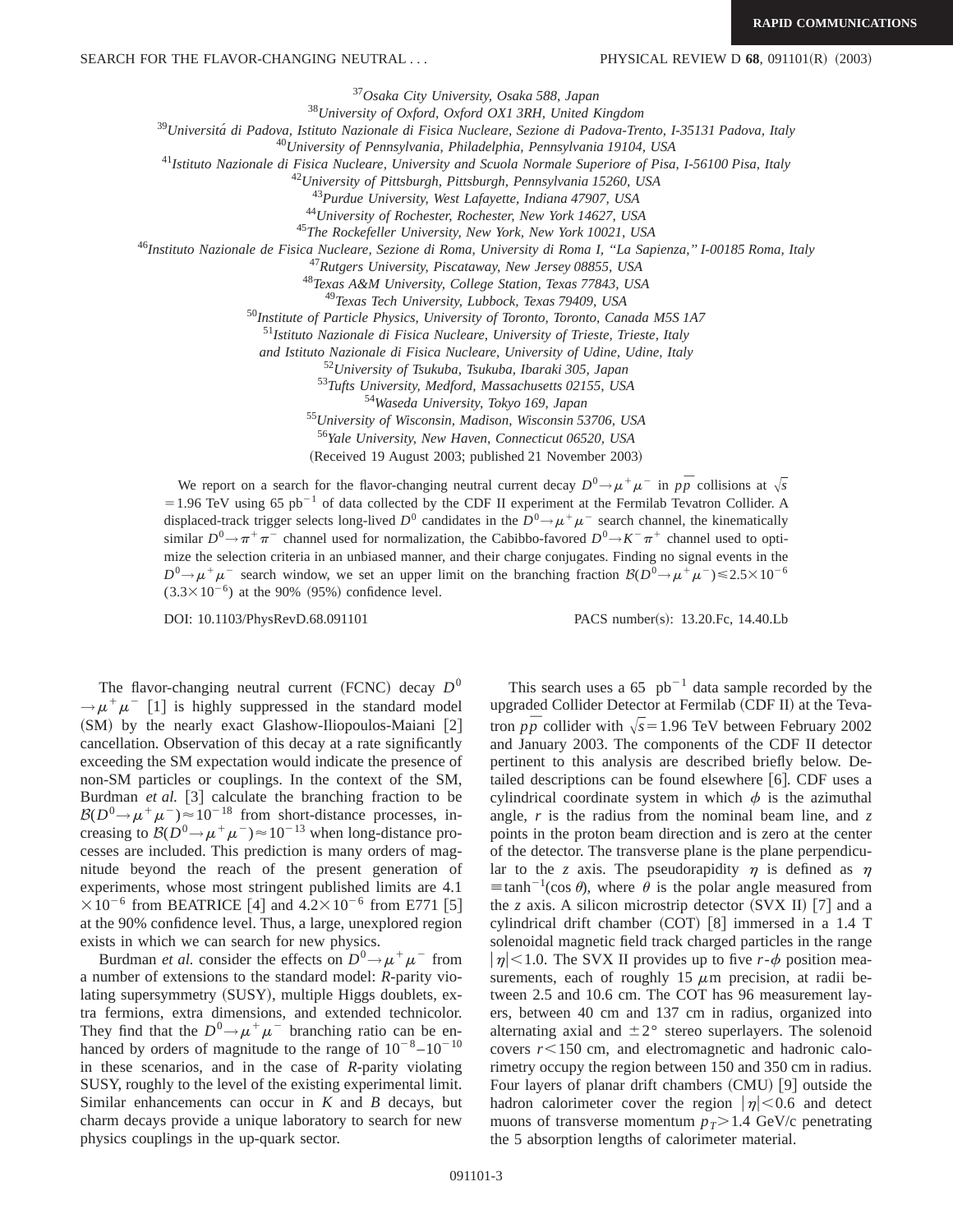[37]*Osaka City University, Osaka 588, Japan*
[38]*University of Oxford, Oxford OX1 3RH, United Kingdom*
[39]*Universitá di Padova, Istituto Nazionale di Fisica Nucleare, Sezione di Padova-Trento, I-35131 Padova, Italy*
[40]*University of Pennsylvania, Philadelphia, Pennsylvania 19104, USA*
[41]*Istituto Nazionale di Fisica Nucleare, University and Scuola Normale Superiore of Pisa, I-56100 Pisa, Italy*
[42]*University of Pittsburgh, Pittsburgh, Pennsylvania 15260, USA*
[43]*Purdue University, West Lafayette, Indiana 47907, USA*
[44]*University of Rochester, Rochester, New York 14627, USA*
[45]*The Rockefeller University, New York, New York 10021, USA*
[46]*Instituto Nazionale de Fisica Nucleare, Sezione di Roma, University di Roma I, "La Sapienza," I-00185 Roma, Italy*
[47]*Rutgers University, Piscataway, New Jersey 08855, USA*
[48]*Texas A&M University, College Station, Texas 77843, USA*
[49]*Texas Tech University, Lubbock, Texas 79409, USA*
[50]*Institute of Particle Physics, University of Toronto, Toronto, Canada M5S 1A7*
[51]*Istituto Nazionale di Fisica Nucleare, University of Trieste, Trieste, Italy and Istituto Nazionale di Fisica Nucleare, University of Udine, Udine, Italy*
[52]*University of Tsukuba, Tsukuba, Ibaraki 305, Japan*
[53]*Tufts University, Medford, Massachusetts 02155, USA*
[54]*Waseda University, Tokyo 169, Japan*
[55]*University of Wisconsin, Madison, Wisconsin 53706, USA*
[56]*Yale University, New Haven, Connecticut 06520, USA*

(Received 19 August 2003; published 21 November 2003)

We report on a search for the flavor-changing neutral current decay $D^0 \rightarrow \mu^+\mu^-$ in $p\bar{p}$ collisions at $\sqrt{s} = 1.96$ TeV using 65 $\text{pb}^{-1}$ of data collected by the CDF II experiment at the Fermilab Tevatron Collider. A displaced-track trigger selects long-lived $D^0$ candidates in the $D^0 \rightarrow \mu^+\mu^-$ search channel, the kinematically similar $D^0 \rightarrow \pi^+\pi^-$ channel used for normalization, the Cabibbo-favored $D^0 \rightarrow K^-\pi^+$ channel used to optimize the selection criteria in an unbiased manner, and their charge conjugates. Finding no signal events in the $D^0 \rightarrow \mu^+\mu^-$ search window, we set an upper limit on the branching fraction $\mathcal{B}(D^0 \rightarrow \mu^+\mu^-) \leq 2.5 \times 10^{-6}$ ($3.3 \times 10^{-6}$) at the 90% (95%) confidence level.

DOI: 10.1103/PhysRevD.68.091101 PACS number(s): 13.20.Fc, 14.40.Lb

The flavor-changing neutral current (FCNC) decay $D^0 \rightarrow \mu^+\mu^-$ [1] is highly suppressed in the standard model (SM) by the nearly exact Glashow-Iliopoulos-Maiani [2] cancellation. Observation of this decay at a rate significantly exceeding the SM expectation would indicate the presence of non-SM particles or couplings. In the context of the SM, Burdman *et al.* [3] calculate the branching fraction to be $\mathcal{B}(D^0 \rightarrow \mu^+\mu^-) \approx 10^{-18}$ from short-distance processes, increasing to $\mathcal{B}(D^0 \rightarrow \mu^+\mu^-) \approx 10^{-13}$ when long-distance processes are included. This prediction is many orders of magnitude beyond the reach of the present generation of experiments, whose most stringent published limits are $4.1 \times 10^{-6}$ from BEATRICE [4] and $4.2 \times 10^{-6}$ from E771 [5] at the 90% confidence level. Thus, a large, unexplored region exists in which we can search for new physics.

Burdman *et al.* consider the effects on $D^0 \rightarrow \mu^+\mu^-$ from a number of extensions to the standard model: *R*-parity violating supersymmetry (SUSY), multiple Higgs doublets, extra fermions, extra dimensions, and extended technicolor. They find that the $D^0 \rightarrow \mu^+\mu^-$ branching ratio can be enhanced by orders of magnitude to the range of $10^{-8}$–$10^{-10}$ in these scenarios, and in the case of *R*-parity violating SUSY, roughly to the level of the existing experimental limit. Similar enhancements can occur in *K* and *B* decays, but charm decays provide a unique laboratory to search for new physics couplings in the up-quark sector.

This search uses a 65 $\text{pb}^{-1}$ data sample recorded by the upgraded Collider Detector at Fermilab (CDF II) at the Tevatron $p\bar{p}$ collider with $\sqrt{s} = 1.96$ TeV between February 2002 and January 2003. The components of the CDF II detector pertinent to this analysis are described briefly below. Detailed descriptions can be found elsewhere [6]. CDF uses a cylindrical coordinate system in which $\phi$ is the azimuthal angle, $r$ is the radius from the nominal beam line, and $z$ points in the proton beam direction and is zero at the center of the detector. The transverse plane is the plane perpendicular to the $z$ axis. The pseudorapidity $\eta$ is defined as $\eta \equiv \tanh^{-1}(\cos\theta)$, where $\theta$ is the polar angle measured from the $z$ axis. A silicon microstrip detector (SVX II) [7] and a cylindrical drift chamber (COT) [8] immersed in a 1.4 T solenoidal magnetic field track charged particles in the range $|\eta| < 1.0$. The SVX II provides up to five $r$-$\phi$ position measurements, each of roughly 15 $\mu$m precision, at radii between 2.5 and 10.6 cm. The COT has 96 measurement layers, between 40 cm and 137 cm in radius, organized into alternating axial and $\pm 2°$ stereo superlayers. The solenoid covers $r < 150$ cm, and electromagnetic and hadronic calorimetry occupy the region between 150 and 350 cm in radius. Four layers of planar drift chambers (CMU) [9] outside the hadron calorimeter cover the region $|\eta| < 0.6$ and detect muons of transverse momentum $p_T > 1.4$ GeV/c penetrating the 5 absorption lengths of calorimeter material.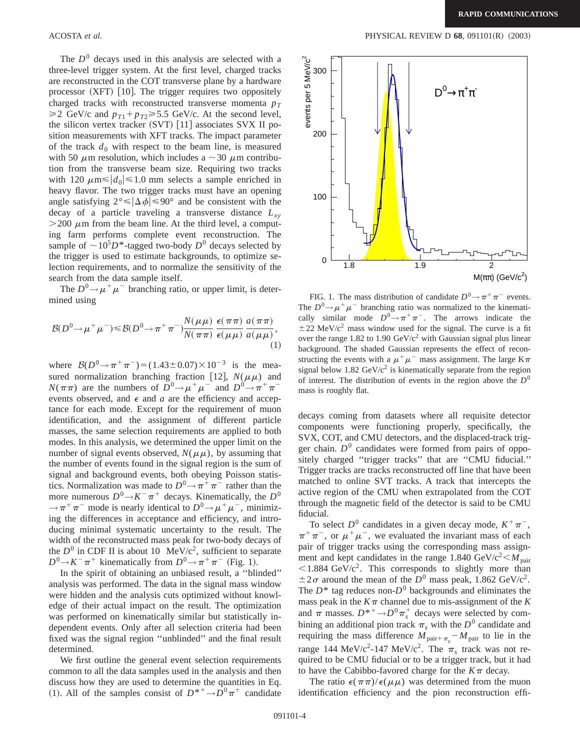The $D^0$ decays used in this analysis are selected with a three-level trigger system. At the first level, charged tracks are reconstructed in the COT transverse plane by a hardware processor (XFT) [10]. The trigger requires two oppositely charged tracks with reconstructed transverse momenta $p_T \geqslant 2$ GeV/c and $p_{T1}+p_{T2} \geqslant 5.5$ GeV/c. At the second level, the silicon vertex tracker (SVT) [11] associates SVX II position measurements with XFT tracks. The impact parameter of the track $d_0$ with respect to the beam line, is measured with 50 $\mu$m resolution, which includes a $\sim 30$ $\mu$m contribution from the transverse beam size. Requiring two tracks with 120 $\mu\mathrm{m} \leqslant |d_0| \leqslant 1.0$ mm selects a sample enriched in heavy flavor. The two trigger tracks must have an opening angle satisfying $2° \leqslant |\Delta\phi| \leqslant 90°$ and be consistent with the decay of a particle traveling a transverse distance $L_{xy} > 200$ $\mu$m from the beam line. At the third level, a computing farm performs complete event reconstruction. The sample of $\sim 10^5 D^*$-tagged two-body $D^0$ decays selected by the trigger is used to estimate backgrounds, to optimize selection requirements, and to normalize the sensitivity of the search from the data sample itself.

The $D^0 \to \mu^+\mu^-$ branching ratio, or upper limit, is determined using

$$\mathcal{B}(D^0 \to \mu^+\mu^-) \leqslant \mathcal{B}(D^0 \to \pi^+\pi^-) \frac{N(\mu\mu)}{N(\pi\pi)} \frac{\epsilon(\pi\pi)}{\epsilon(\mu\mu)} \frac{a(\pi\pi)}{a(\mu\mu)}, \quad (1)$$

where $\mathcal{B}(D^0 \to \pi^+\pi^-) = (1.43 \pm 0.07) \times 10^{-3}$ is the measured normalization branching fraction [12], $N(\mu\mu)$ and $N(\pi\pi)$ are the numbers of $D^0 \to \mu^+\mu^-$ and $D^0 \to \pi^+\pi^-$ events observed, and $\epsilon$ and $a$ are the efficiency and acceptance for each mode. Except for the requirement of muon identification, and the assignment of different particle masses, the same selection requirements are applied to both modes. In this analysis, we determined the upper limit on the number of signal events observed, $N(\mu\mu)$, by assuming that the number of events found in the signal region is the sum of signal and background events, both obeying Poisson statistics. Normalization was made to $D^0 \to \pi^+\pi^-$ rather than the more numerous $D^0 \to K^-\pi^+$ decays. Kinematically, the $D^0 \to \pi^+\pi^-$ mode is nearly identical to $D^0 \to \mu^+\mu^-$, minimizing the differences in acceptance and efficiency, and introducing minimal systematic uncertainty to the result. The width of the reconstructed mass peak for two-body decays of the $D^0$ in CDF II is about 10 MeV/c$^2$, sufficient to separate $D^0 \to K^-\pi^+$ kinematically from $D^0 \to \pi^+\pi^-$ (Fig. 1).

In the spirit of obtaining an unbiased result, a "blinded" analysis was performed. The data in the signal mass window were hidden and the analysis cuts optimized without knowledge of their actual impact on the result. The optimization was performed on kinematically similar but statistically independent events. Only after all selection criteria had been fixed was the signal region "unblinded" and the final result determined.

We first outline the general event selection requirements common to all the data samples used in the analysis and then discuss how they are used to determine the quantities in Eq. (1). All of the samples consist of $D^{*+} \to D^0\pi^+$ candidate decays coming from datasets where all requisite detector components were functioning properly, specifically, the SVX, COT, and CMU detectors, and the displaced-track trigger chain. $D^0$ candidates were formed from pairs of oppositely charged "trigger tracks" that are "CMU fiducial." Trigger tracks are tracks reconstructed off line that have been matched to online SVT tracks. A track that intercepts the active region of the CMU when extrapolated from the COT through the magnetic field of the detector is said to be CMU fiducial.

FIG. 1. The mass distribution of candidate $D^0 \to \pi^+\pi^-$ events. The $D^0 \to \mu^+\mu^-$ branching ratio was normalized to the kinematically similar mode $D^0 \to \pi^+\pi^-$. The arrows indicate the $\pm 22$ MeV/c$^2$ mass window used for the signal. The curve is a fit over the range 1.82 to 1.90 GeV/c$^2$ with Gaussian signal plus linear background. The shaded Gaussian represents the effect of reconstructing the events with a $\mu^+\mu^-$ mass assignment. The large $K\pi$ signal below 1.82 GeV/c$^2$ is kinematically separate from the region of interest. The distribution of events in the region above the $D^0$ mass is roughly flat.

To select $D^0$ candidates in a given decay mode, $K^+\pi^-$, $\pi^+\pi^-$, or $\mu^+\mu^-$, we evaluated the invariant mass of each pair of trigger tracks using the corresponding mass assignment and kept candidates in the range 1.840 GeV/c$^2 < M_{\mathrm{pair}} < 1.884$ GeV/c$^2$. This corresponds to slightly more than $\pm 2\sigma$ around the mean of the $D^0$ mass peak, 1.862 GeV/c$^2$. The $D^*$ tag reduces non-$D^0$ backgrounds and eliminates the mass peak in the $K\pi$ channel due to mis-assignment of the $K$ and $\pi$ masses. $D^{*+} \to D^0\pi_s^+$ decays were selected by combining an additional pion track $\pi_s$ with the $D^0$ candidate and requiring the mass difference $M_{\mathrm{pair}+\pi_s} - M_{\mathrm{pair}}$ to lie in the range 144 MeV/c$^2$-147 MeV/c$^2$. The $\pi_s$ track was not required to be CMU fiducial or to be a trigger track, but it had to have the Cabibbo-favored charge for the $K\pi$ decay.

The ratio $\epsilon(\pi\pi)/\epsilon(\mu\mu)$ was determined from the muon identification efficiency and the pion reconstruction effi-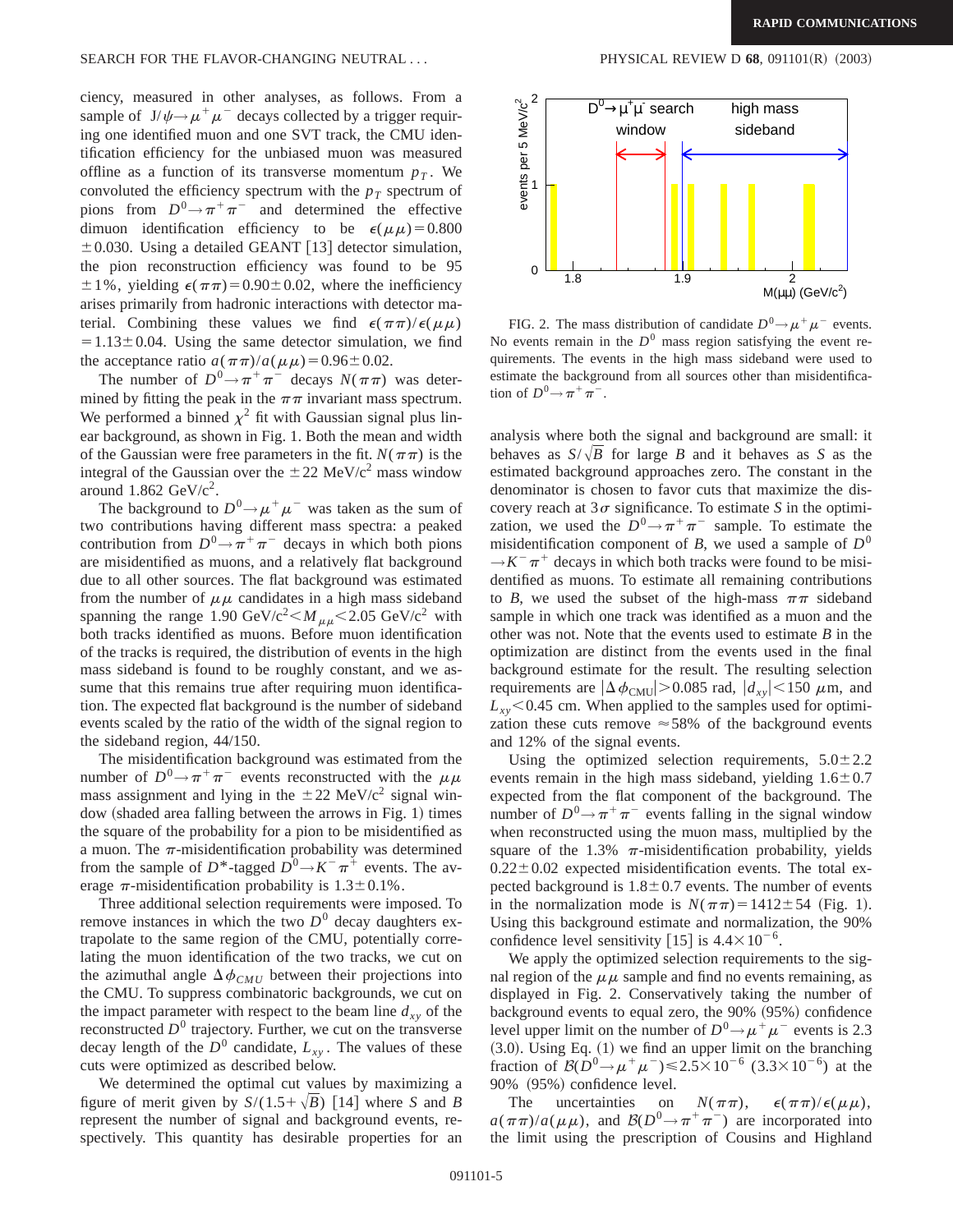ciency, measured in other analyses, as follows. From a sample of $J/\psi \to \mu^+\mu^-$ decays collected by a trigger requiring one identified muon and one SVT track, the CMU identification efficiency for the unbiased muon was measured offline as a function of its transverse momentum $p_T$. We convoluted the efficiency spectrum with the $p_T$ spectrum of pions from $D^0 \to \pi^+\pi^-$ and determined the effective dimuon identification efficiency to be $\epsilon(\mu\mu) = 0.800 \pm 0.030$. Using a detailed GEANT [13] detector simulation, the pion reconstruction efficiency was found to be $95 \pm 1\%$, yielding $\epsilon(\pi\pi) = 0.90 \pm 0.02$, where the inefficiency arises primarily from hadronic interactions with detector material. Combining these values we find $\epsilon(\pi\pi)/\epsilon(\mu\mu) = 1.13 \pm 0.04$. Using the same detector simulation, we find the acceptance ratio $a(\pi\pi)/a(\mu\mu) = 0.96 \pm 0.02$.

The number of $D^0 \to \pi^+\pi^-$ decays $N(\pi\pi)$ was determined by fitting the peak in the $\pi\pi$ invariant mass spectrum. We performed a binned $\chi^2$ fit with Gaussian signal plus linear background, as shown in Fig. 1. Both the mean and width of the Gaussian were free parameters in the fit. $N(\pi\pi)$ is the integral of the Gaussian over the $\pm 22$ MeV/c$^2$ mass window around 1.862 GeV/c$^2$.

The background to $D^0 \to \mu^+\mu^-$ was taken as the sum of two contributions having different mass spectra: a peaked contribution from $D^0 \to \pi^+\pi^-$ decays in which both pions are misidentified as muons, and a relatively flat background due to all other sources. The flat background was estimated from the number of $\mu\mu$ candidates in a high mass sideband spanning the range 1.90 GeV/c$^2 < M_{\mu\mu} <$ 2.05 GeV/c$^2$ with both tracks identified as muons. Before muon identification of the tracks is required, the distribution of events in the high mass sideband is found to be roughly constant, and we assume that this remains true after requiring muon identification. The expected flat background is the number of sideband events scaled by the ratio of the width of the signal region to the sideband region, 44/150.

The misidentification background was estimated from the number of $D^0 \to \pi^+\pi^-$ events reconstructed with the $\mu\mu$ mass assignment and lying in the $\pm 22$ MeV/c$^2$ signal window (shaded area falling between the arrows in Fig. 1) times the square of the probability for a pion to be misidentified as a muon. The $\pi$-misidentification probability was determined from the sample of $D^*$-tagged $D^0 \to K^-\pi^+$ events. The average $\pi$-misidentification probability is $1.3 \pm 0.1\%$.

Three additional selection requirements were imposed. To remove instances in which the two $D^0$ decay daughters extrapolate to the same region of the CMU, potentially correlating the muon identification of the two tracks, we cut on the azimuthal angle $\Delta\phi_{CMU}$ between their projections into the CMU. To suppress combinatoric backgrounds, we cut on the impact parameter with respect to the beam line $d_{xy}$ of the reconstructed $D^0$ trajectory. Further, we cut on the transverse decay length of the $D^0$ candidate, $L_{xy}$. The values of these cuts were optimized as described below.

We determined the optimal cut values by maximizing a figure of merit given by $S/(1.5+\sqrt{B})$ [14] where $S$ and $B$ represent the number of signal and background events, respectively. This quantity has desirable properties for an analysis where both the signal and background are small: it behaves as $S/\sqrt{B}$ for large $B$ and it behaves as $S$ as the estimated background approaches zero. The constant in the denominator is chosen to favor cuts that maximize the discovery reach at $3\sigma$ significance. To estimate $S$ in the optimization, we used the $D^0 \to \pi^+\pi^-$ sample. To estimate the misidentification component of $B$, we used a sample of $D^0 \to K^-\pi^+$ decays in which both tracks were found to be misidentified as muons. To estimate all remaining contributions to $B$, we used the subset of the high-mass $\pi\pi$ sideband sample in which one track was identified as a muon and the other was not. Note that the events used to estimate $B$ in the optimization are distinct from the events used in the final background estimate for the result. The resulting selection requirements are $|\Delta\phi_{\rm CMU}| > 0.085$ rad, $|d_{xy}| < 150$ $\mu$m, and $L_{xy} < 0.45$ cm. When applied to the samples used for optimization these cuts remove $\approx 58\%$ of the background events and 12% of the signal events.

Using the optimized selection requirements, $5.0 \pm 2.2$ events remain in the high mass sideband, yielding $1.6 \pm 0.7$ expected from the flat component of the background. The number of $D^0 \to \pi^+\pi^-$ events falling in the signal window when reconstructed using the muon mass, multiplied by the square of the 1.3% $\pi$-misidentification probability, yields $0.22 \pm 0.02$ expected misidentification events. The total expected background is $1.8 \pm 0.7$ events. The number of events in the normalization mode is $N(\pi\pi) = 1412 \pm 54$ (Fig. 1). Using this background estimate and normalization, the 90% confidence level sensitivity [15] is $4.4 \times 10^{-6}$.

We apply the optimized selection requirements to the signal region of the $\mu\mu$ sample and find no events remaining, as displayed in Fig. 2. Conservatively taking the number of background events to equal zero, the 90% (95%) confidence level upper limit on the number of $D^0 \to \mu^+\mu^-$ events is 2.3 (3.0). Using Eq. (1) we find an upper limit on the branching fraction of $\mathcal{B}(D^0 \to \mu^+\mu^-) \leq 2.5 \times 10^{-6}$ ($3.3 \times 10^{-6}$) at the 90% (95%) confidence level.

The uncertainties on $N(\pi\pi)$, $\epsilon(\pi\pi)/\epsilon(\mu\mu)$, $a(\pi\pi)/a(\mu\mu)$, and $\mathcal{B}(D^0 \to \pi^+\pi^-)$ are incorporated into the limit using the prescription of Cousins and Highland

FIG. 2. The mass distribution of candidate $D^0 \to \mu^+\mu^-$ events. No events remain in the $D^0$ mass region satisfying the event requirements. The events in the high mass sideband were used to estimate the background from all sources other than misidentification of $D^0 \to \pi^+\pi^-$.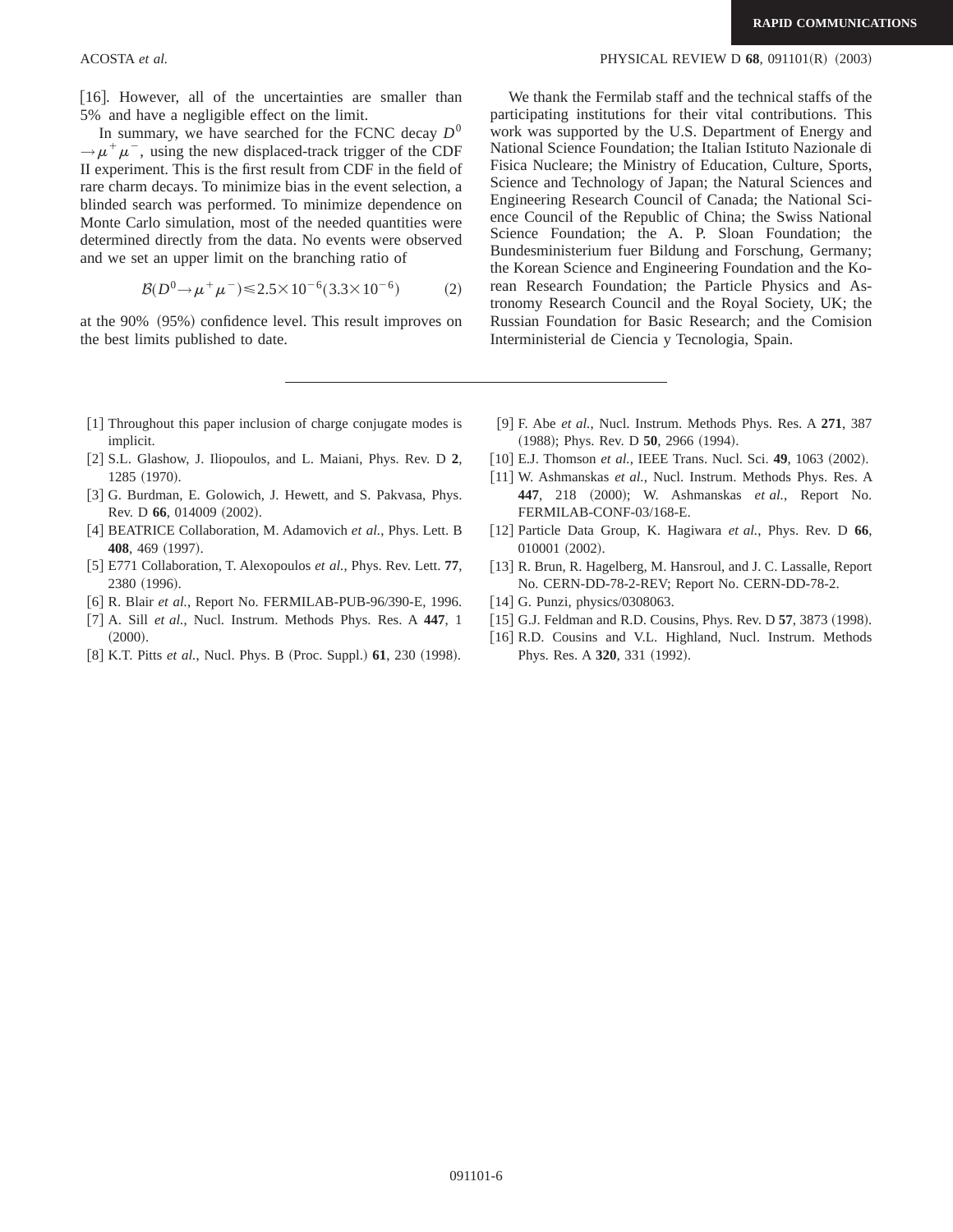[16]. However, all of the uncertainties are smaller than 5% and have a negligible effect on the limit.

In summary, we have searched for the FCNC decay $D^0 \to \mu^+\mu^-$, using the new displaced-track trigger of the CDF II experiment. This is the first result from CDF in the field of rare charm decays. To minimize bias in the event selection, a blinded search was performed. To minimize dependence on Monte Carlo simulation, most of the needed quantities were determined directly from the data. No events were observed and we set an upper limit on the branching ratio of

$$\mathcal{B}(D^0 \to \mu^+\mu^-) \leqslant 2.5\times 10^{-6} (3.3\times 10^{-6}) \qquad (2)$$

at the 90% (95%) confidence level. This result improves on the best limits published to date.

We thank the Fermilab staff and the technical staffs of the participating institutions for their vital contributions. This work was supported by the U.S. Department of Energy and National Science Foundation; the Italian Istituto Nazionale di Fisica Nucleare; the Ministry of Education, Culture, Sports, Science and Technology of Japan; the Natural Sciences and Engineering Research Council of Canada; the National Science Council of the Republic of China; the Swiss National Science Foundation; the A. P. Sloan Foundation; the Bundesministerium fuer Bildung und Forschung, Germany; the Korean Science and Engineering Foundation and the Korean Research Foundation; the Particle Physics and Astronomy Research Council and the Royal Society, UK; the Russian Foundation for Basic Research; and the Comision Interministerial de Ciencia y Tecnologia, Spain.

---

[1] Throughout this paper inclusion of charge conjugate modes is implicit.
[2] S.L. Glashow, J. Iliopoulos, and L. Maiani, Phys. Rev. D **2**, 1285 (1970).
[3] G. Burdman, E. Golowich, J. Hewett, and S. Pakvasa, Phys. Rev. D **66**, 014009 (2002).
[4] BEATRICE Collaboration, M. Adamovich *et al.*, Phys. Lett. B **408**, 469 (1997).
[5] E771 Collaboration, T. Alexopoulos *et al.*, Phys. Rev. Lett. **77**, 2380 (1996).
[6] R. Blair *et al.*, Report No. FERMILAB-PUB-96/390-E, 1996.
[7] A. Sill *et al.*, Nucl. Instrum. Methods Phys. Res. A **447**, 1 (2000).
[8] K.T. Pitts *et al.*, Nucl. Phys. B (Proc. Suppl.) **61**, 230 (1998).
[9] F. Abe *et al.*, Nucl. Instrum. Methods Phys. Res. A **271**, 387 (1988); Phys. Rev. D **50**, 2966 (1994).
[10] E.J. Thomson *et al.*, IEEE Trans. Nucl. Sci. **49**, 1063 (2002).
[11] W. Ashmanskas *et al.*, Nucl. Instrum. Methods Phys. Res. A **447**, 218 (2000); W. Ashmanskas *et al.*, Report No. FERMILAB-CONF-03/168-E.
[12] Particle Data Group, K. Hagiwara *et al.*, Phys. Rev. D **66**, 010001 (2002).
[13] R. Brun, R. Hagelberg, M. Hansroul, and J. C. Lassalle, Report No. CERN-DD-78-2-REV; Report No. CERN-DD-78-2.
[14] G. Punzi, physics/0308063.
[15] G.J. Feldman and R.D. Cousins, Phys. Rev. D **57**, 3873 (1998).
[16] R.D. Cousins and V.L. Highland, Nucl. Instrum. Methods Phys. Res. A **320**, 331 (1992).